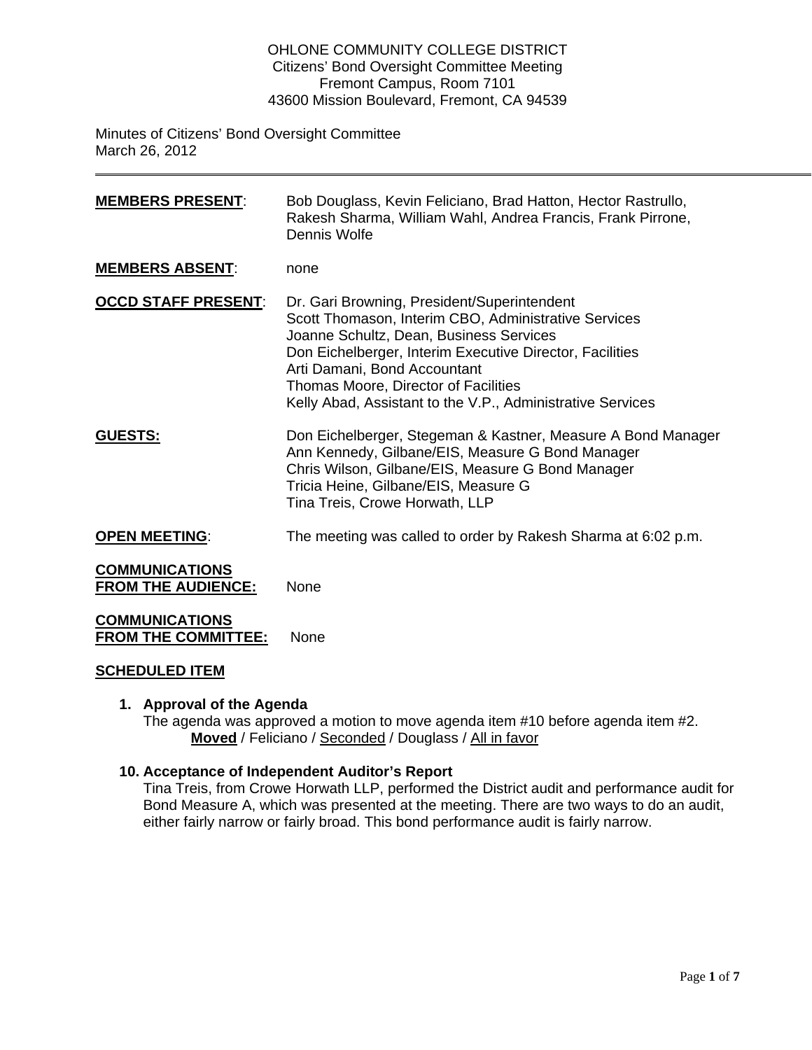OHLONE COMMUNITY COLLEGE DISTRICT
Citizens' Bond Oversight Committee Meeting
Fremont Campus, Room 7101
43600 Mission Boulevard, Fremont, CA 94539

Minutes of Citizens' Bond Oversight Committee
March 26, 2012

---

**MEMBERS PRESENT**: Bob Douglass, Kevin Feliciano, Brad Hatton, Hector Rastrullo, Rakesh Sharma, William Wahl, Andrea Francis, Frank Pirrone, Dennis Wolfe

**MEMBERS ABSENT**: none

**OCCD STAFF PRESENT**: Dr. Gari Browning, President/Superintendent
Scott Thomason, Interim CBO, Administrative Services
Joanne Schultz, Dean, Business Services
Don Eichelberger, Interim Executive Director, Facilities
Arti Damani, Bond Accountant
Thomas Moore, Director of Facilities
Kelly Abad, Assistant to the V.P., Administrative Services

**GUESTS:** Don Eichelberger, Stegeman & Kastner, Measure A Bond Manager
Ann Kennedy, Gilbane/EIS, Measure G Bond Manager
Chris Wilson, Gilbane/EIS, Measure G Bond Manager
Tricia Heine, Gilbane/EIS, Measure G
Tina Treis, Crowe Horwath, LLP

**OPEN MEETING**: The meeting was called to order by Rakesh Sharma at 6:02 p.m.

**COMMUNICATIONS FROM THE AUDIENCE:** None

**COMMUNICATIONS FROM THE COMMITTEE:** None

**SCHEDULED ITEM**

**1. Approval of the Agenda**
The agenda was approved a motion to move agenda item #10 before agenda item #2.
**Moved** / Feliciano / Seconded / Douglass / All in favor

**10. Acceptance of Independent Auditor's Report**
Tina Treis, from Crowe Horwath LLP, performed the District audit and performance audit for Bond Measure A, which was presented at the meeting. There are two ways to do an audit, either fairly narrow or fairly broad. This bond performance audit is fairly narrow.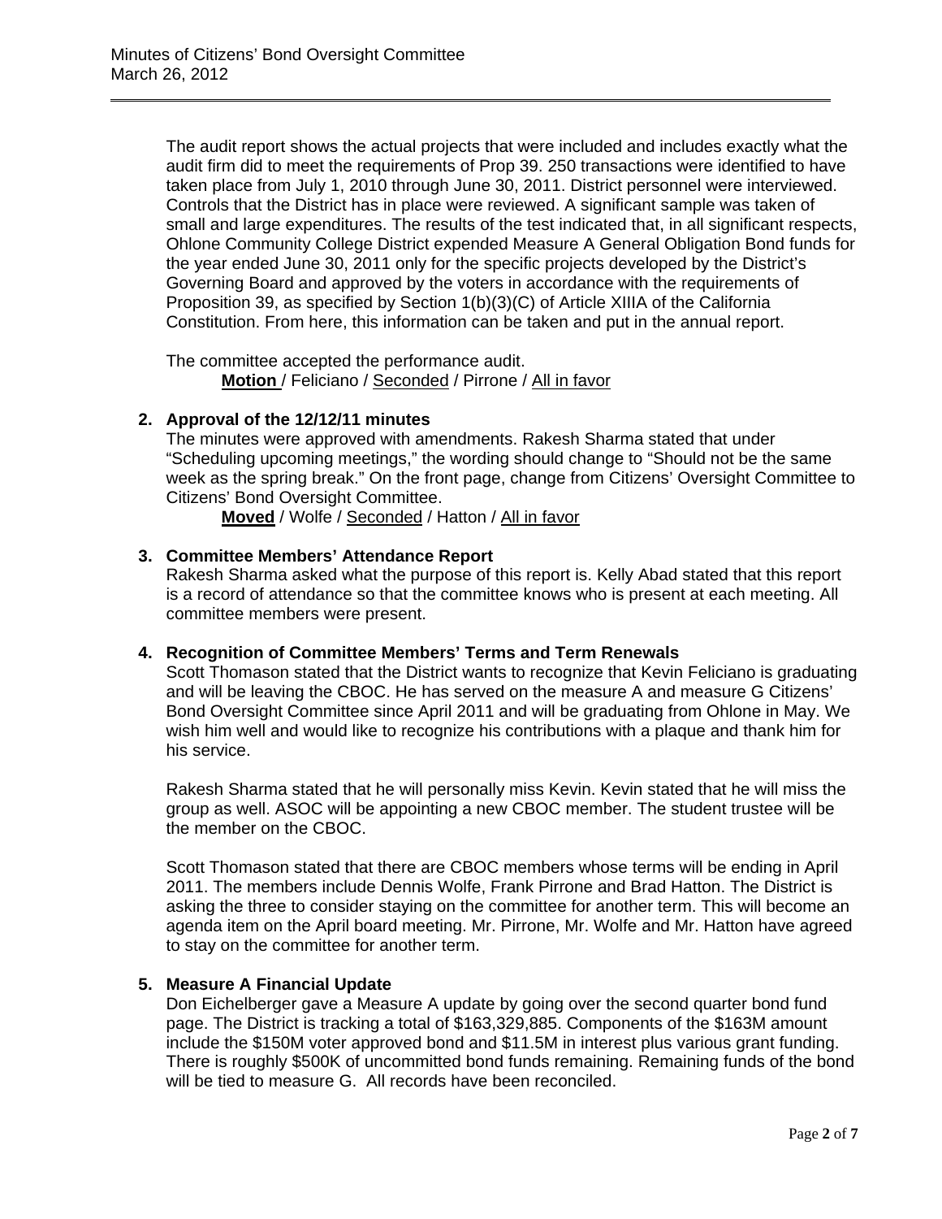The audit report shows the actual projects that were included and includes exactly what the audit firm did to meet the requirements of Prop 39. 250 transactions were identified to have taken place from July 1, 2010 through June 30, 2011. District personnel were interviewed. Controls that the District has in place were reviewed. A significant sample was taken of small and large expenditures. The results of the test indicated that, in all significant respects, Ohlone Community College District expended Measure A General Obligation Bond funds for the year ended June 30, 2011 only for the specific projects developed by the District's Governing Board and approved by the voters in accordance with the requirements of Proposition 39, as specified by Section 1(b)(3)(C) of Article XIIIA of the California Constitution. From here, this information can be taken and put in the annual report.

The committee accepted the performance audit.

**Motion** / Feliciano / Seconded / Pirrone / All in favor

**2. Approval of the 12/12/11 minutes**

The minutes were approved with amendments. Rakesh Sharma stated that under "Scheduling upcoming meetings," the wording should change to "Should not be the same week as the spring break." On the front page, change from Citizens' Oversight Committee to Citizens' Bond Oversight Committee.

**Moved** / Wolfe / Seconded / Hatton / All in favor

**3. Committee Members' Attendance Report**

Rakesh Sharma asked what the purpose of this report is. Kelly Abad stated that this report is a record of attendance so that the committee knows who is present at each meeting. All committee members were present.

**4. Recognition of Committee Members' Terms and Term Renewals**

Scott Thomason stated that the District wants to recognize that Kevin Feliciano is graduating and will be leaving the CBOC. He has served on the measure A and measure G Citizens' Bond Oversight Committee since April 2011 and will be graduating from Ohlone in May. We wish him well and would like to recognize his contributions with a plaque and thank him for his service.

Rakesh Sharma stated that he will personally miss Kevin. Kevin stated that he will miss the group as well. ASOC will be appointing a new CBOC member. The student trustee will be the member on the CBOC.

Scott Thomason stated that there are CBOC members whose terms will be ending in April 2011. The members include Dennis Wolfe, Frank Pirrone and Brad Hatton. The District is asking the three to consider staying on the committee for another term. This will become an agenda item on the April board meeting. Mr. Pirrone, Mr. Wolfe and Mr. Hatton have agreed to stay on the committee for another term.

**5. Measure A Financial Update**

Don Eichelberger gave a Measure A update by going over the second quarter bond fund page. The District is tracking a total of $163,329,885. Components of the $163M amount include the $150M voter approved bond and $11.5M in interest plus various grant funding. There is roughly $500K of uncommitted bond funds remaining. Remaining funds of the bond will be tied to measure G. All records have been reconciled.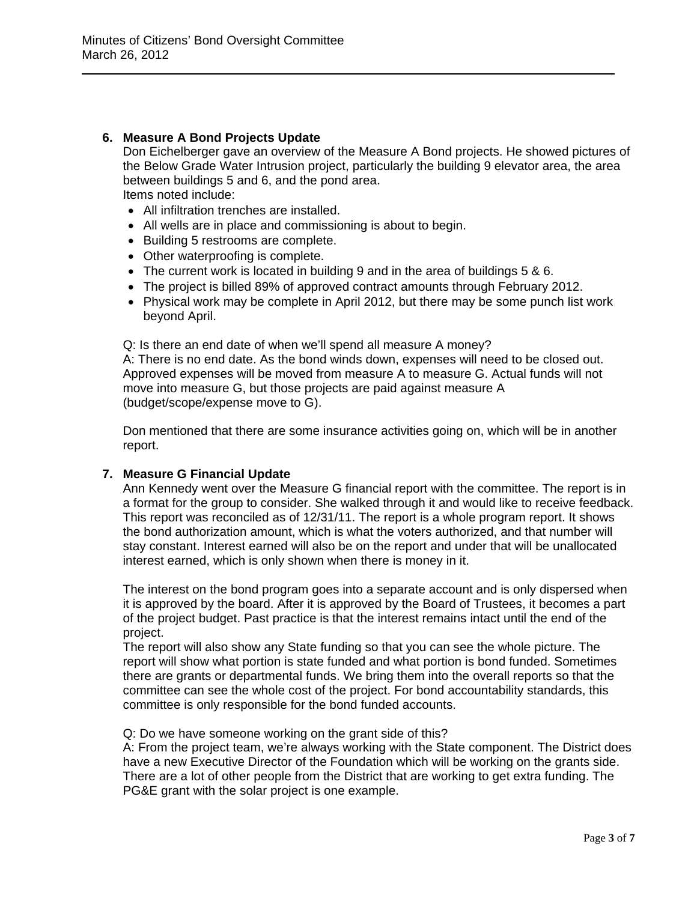6. **Measure A Bond Projects Update**

Don Eichelberger gave an overview of the Measure A Bond projects. He showed pictures of the Below Grade Water Intrusion project, particularly the building 9 elevator area, the area between buildings 5 and 6, and the pond area.

Items noted include:

- All infiltration trenches are installed.
- All wells are in place and commissioning is about to begin.
- Building 5 restrooms are complete.
- Other waterproofing is complete.
- The current work is located in building 9 and in the area of buildings 5 & 6.
- The project is billed 89% of approved contract amounts through February 2012.
- Physical work may be complete in April 2012, but there may be some punch list work beyond April.

Q: Is there an end date of when we'll spend all measure A money?
A: There is no end date. As the bond winds down, expenses will need to be closed out. Approved expenses will be moved from measure A to measure G. Actual funds will not move into measure G, but those projects are paid against measure A (budget/scope/expense move to G).

Don mentioned that there are some insurance activities going on, which will be in another report.

7. **Measure G Financial Update**

Ann Kennedy went over the Measure G financial report with the committee. The report is in a format for the group to consider. She walked through it and would like to receive feedback. This report was reconciled as of 12/31/11. The report is a whole program report. It shows the bond authorization amount, which is what the voters authorized, and that number will stay constant. Interest earned will also be on the report and under that will be unallocated interest earned, which is only shown when there is money in it.

The interest on the bond program goes into a separate account and is only dispersed when it is approved by the board. After it is approved by the Board of Trustees, it becomes a part of the project budget. Past practice is that the interest remains intact until the end of the project.

The report will also show any State funding so that you can see the whole picture. The report will show what portion is state funded and what portion is bond funded. Sometimes there are grants or departmental funds. We bring them into the overall reports so that the committee can see the whole cost of the project. For bond accountability standards, this committee is only responsible for the bond funded accounts.

Q: Do we have someone working on the grant side of this?
A: From the project team, we're always working with the State component. The District does have a new Executive Director of the Foundation which will be working on the grants side. There are a lot of other people from the District that are working to get extra funding. The PG&E grant with the solar project is one example.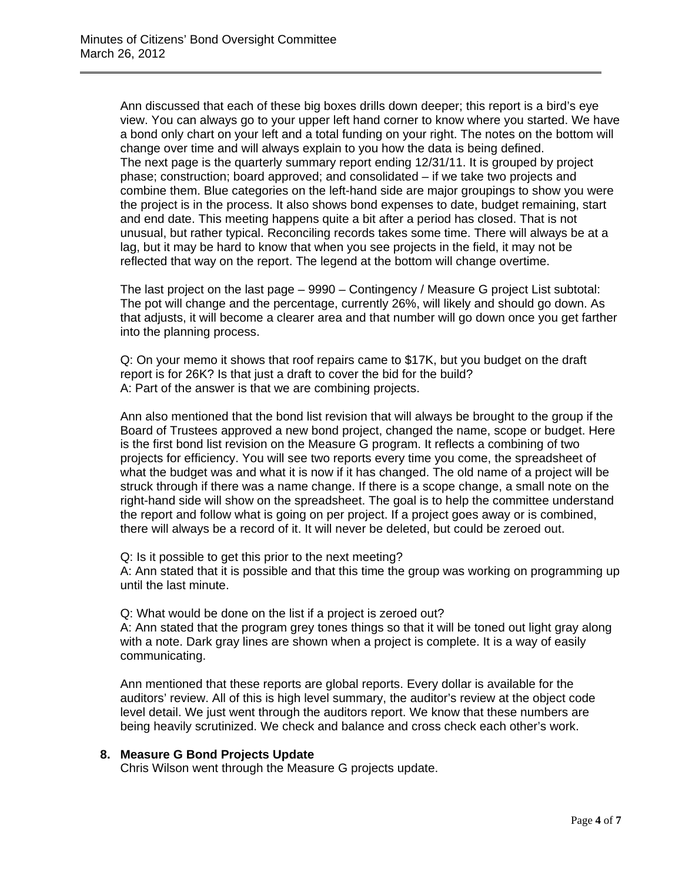Ann discussed that each of these big boxes drills down deeper; this report is a bird's eye view. You can always go to your upper left hand corner to know where you started. We have a bond only chart on your left and a total funding on your right. The notes on the bottom will change over time and will always explain to you how the data is being defined.
The next page is the quarterly summary report ending 12/31/11. It is grouped by project phase; construction; board approved; and consolidated – if we take two projects and combine them. Blue categories on the left-hand side are major groupings to show you were the project is in the process. It also shows bond expenses to date, budget remaining, start and end date. This meeting happens quite a bit after a period has closed. That is not unusual, but rather typical. Reconciling records takes some time. There will always be at a lag, but it may be hard to know that when you see projects in the field, it may not be reflected that way on the report. The legend at the bottom will change overtime.

The last project on the last page – 9990 – Contingency / Measure G project List subtotal: The pot will change and the percentage, currently 26%, will likely and should go down. As that adjusts, it will become a clearer area and that number will go down once you get farther into the planning process.

Q: On your memo it shows that roof repairs came to $17K, but you budget on the draft report is for 26K? Is that just a draft to cover the bid for the build?
A: Part of the answer is that we are combining projects.

Ann also mentioned that the bond list revision that will always be brought to the group if the Board of Trustees approved a new bond project, changed the name, scope or budget. Here is the first bond list revision on the Measure G program. It reflects a combining of two projects for efficiency. You will see two reports every time you come, the spreadsheet of what the budget was and what it is now if it has changed. The old name of a project will be struck through if there was a name change. If there is a scope change, a small note on the right-hand side will show on the spreadsheet. The goal is to help the committee understand the report and follow what is going on per project. If a project goes away or is combined, there will always be a record of it. It will never be deleted, but could be zeroed out.

Q: Is it possible to get this prior to the next meeting?
A: Ann stated that it is possible and that this time the group was working on programming up until the last minute.

Q: What would be done on the list if a project is zeroed out?
A: Ann stated that the program grey tones things so that it will be toned out light gray along with a note. Dark gray lines are shown when a project is complete. It is a way of easily communicating.

Ann mentioned that these reports are global reports. Every dollar is available for the auditors' review. All of this is high level summary, the auditor's review at the object code level detail. We just went through the auditors report. We know that these numbers are being heavily scrutinized. We check and balance and cross check each other's work.

**8. Measure G Bond Projects Update**
Chris Wilson went through the Measure G projects update.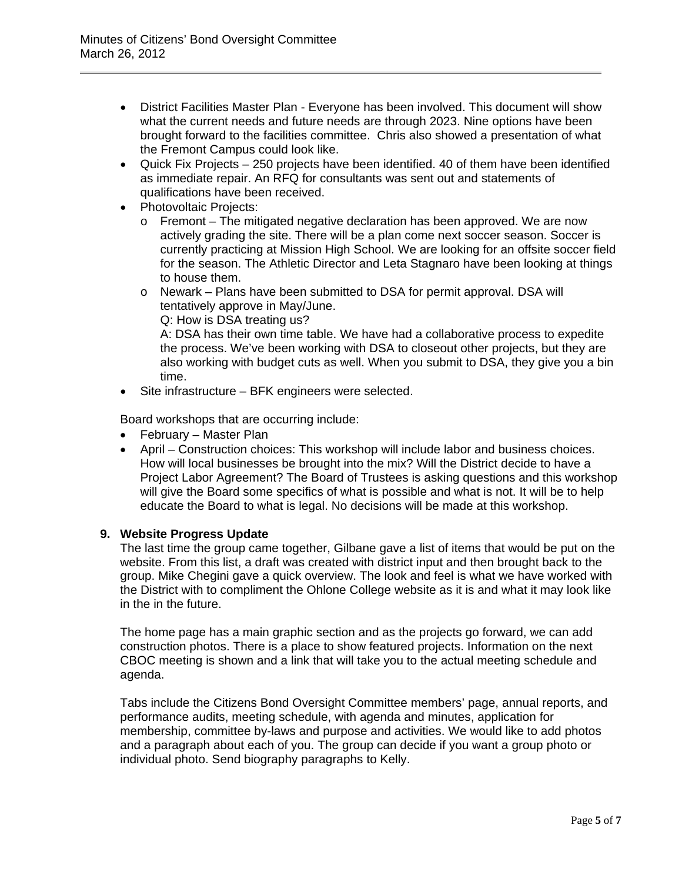- District Facilities Master Plan - Everyone has been involved. This document will show what the current needs and future needs are through 2023. Nine options have been brought forward to the facilities committee. Chris also showed a presentation of what the Fremont Campus could look like.
- Quick Fix Projects – 250 projects have been identified. 40 of them have been identified as immediate repair. An RFQ for consultants was sent out and statements of qualifications have been received.
- Photovoltaic Projects:
  - Fremont – The mitigated negative declaration has been approved. We are now actively grading the site. There will be a plan come next soccer season. Soccer is currently practicing at Mission High School. We are looking for an offsite soccer field for the season. The Athletic Director and Leta Stagnaro have been looking at things to house them.
  - Newark – Plans have been submitted to DSA for permit approval. DSA will tentatively approve in May/June.

    Q: How is DSA treating us?

    A: DSA has their own time table. We have had a collaborative process to expedite the process. We've been working with DSA to closeout other projects, but they are also working with budget cuts as well. When you submit to DSA, they give you a bin time.
- Site infrastructure – BFK engineers were selected.

Board workshops that are occurring include:

- February – Master Plan
- April – Construction choices: This workshop will include labor and business choices. How will local businesses be brought into the mix? Will the District decide to have a Project Labor Agreement? The Board of Trustees is asking questions and this workshop will give the Board some specifics of what is possible and what is not. It will be to help educate the Board to what is legal. No decisions will be made at this workshop.

**9. Website Progress Update**

The last time the group came together, Gilbane gave a list of items that would be put on the website. From this list, a draft was created with district input and then brought back to the group. Mike Chegini gave a quick overview. The look and feel is what we have worked with the District with to compliment the Ohlone College website as it is and what it may look like in the in the future.

The home page has a main graphic section and as the projects go forward, we can add construction photos. There is a place to show featured projects. Information on the next CBOC meeting is shown and a link that will take you to the actual meeting schedule and agenda.

Tabs include the Citizens Bond Oversight Committee members' page, annual reports, and performance audits, meeting schedule, with agenda and minutes, application for membership, committee by-laws and purpose and activities. We would like to add photos and a paragraph about each of you. The group can decide if you want a group photo or individual photo. Send biography paragraphs to Kelly.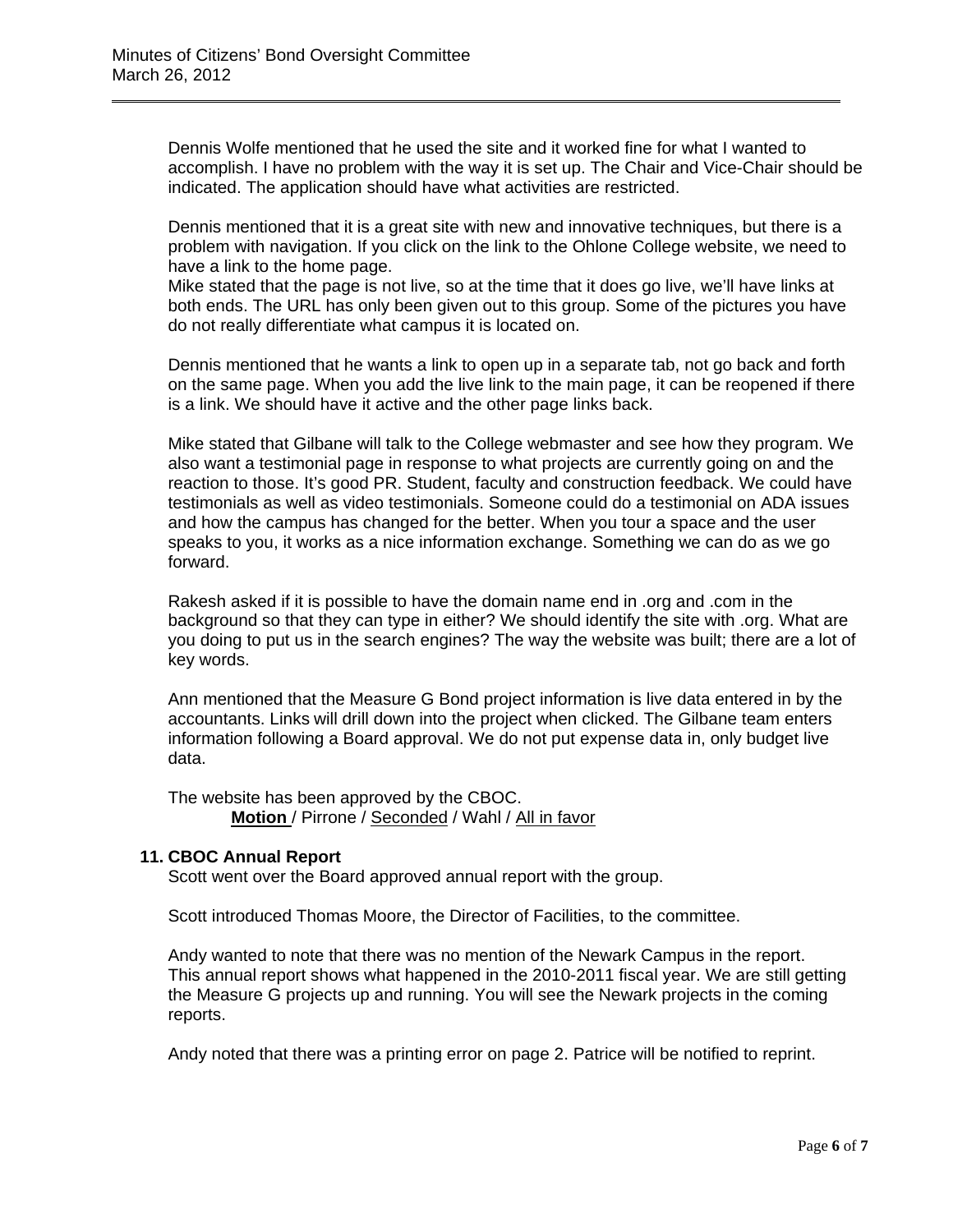Dennis Wolfe mentioned that he used the site and it worked fine for what I wanted to accomplish. I have no problem with the way it is set up. The Chair and Vice-Chair should be indicated. The application should have what activities are restricted.

Dennis mentioned that it is a great site with new and innovative techniques, but there is a problem with navigation. If you click on the link to the Ohlone College website, we need to have a link to the home page.
Mike stated that the page is not live, so at the time that it does go live, we'll have links at both ends. The URL has only been given out to this group. Some of the pictures you have do not really differentiate what campus it is located on.

Dennis mentioned that he wants a link to open up in a separate tab, not go back and forth on the same page. When you add the live link to the main page, it can be reopened if there is a link. We should have it active and the other page links back.

Mike stated that Gilbane will talk to the College webmaster and see how they program. We also want a testimonial page in response to what projects are currently going on and the reaction to those. It's good PR. Student, faculty and construction feedback. We could have testimonials as well as video testimonials. Someone could do a testimonial on ADA issues and how the campus has changed for the better. When you tour a space and the user speaks to you, it works as a nice information exchange. Something we can do as we go forward.

Rakesh asked if it is possible to have the domain name end in .org and .com in the background so that they can type in either? We should identify the site with .org. What are you doing to put us in the search engines? The way the website was built; there are a lot of key words.

Ann mentioned that the Measure G Bond project information is live data entered in by the accountants. Links will drill down into the project when clicked. The Gilbane team enters information following a Board approval. We do not put expense data in, only budget live data.

The website has been approved by the CBOC.
**Motion** / Pirrone / Seconded / Wahl / All in favor

**11. CBOC Annual Report**

Scott went over the Board approved annual report with the group.

Scott introduced Thomas Moore, the Director of Facilities, to the committee.

Andy wanted to note that there was no mention of the Newark Campus in the report. This annual report shows what happened in the 2010-2011 fiscal year. We are still getting the Measure G projects up and running. You will see the Newark projects in the coming reports.

Andy noted that there was a printing error on page 2. Patrice will be notified to reprint.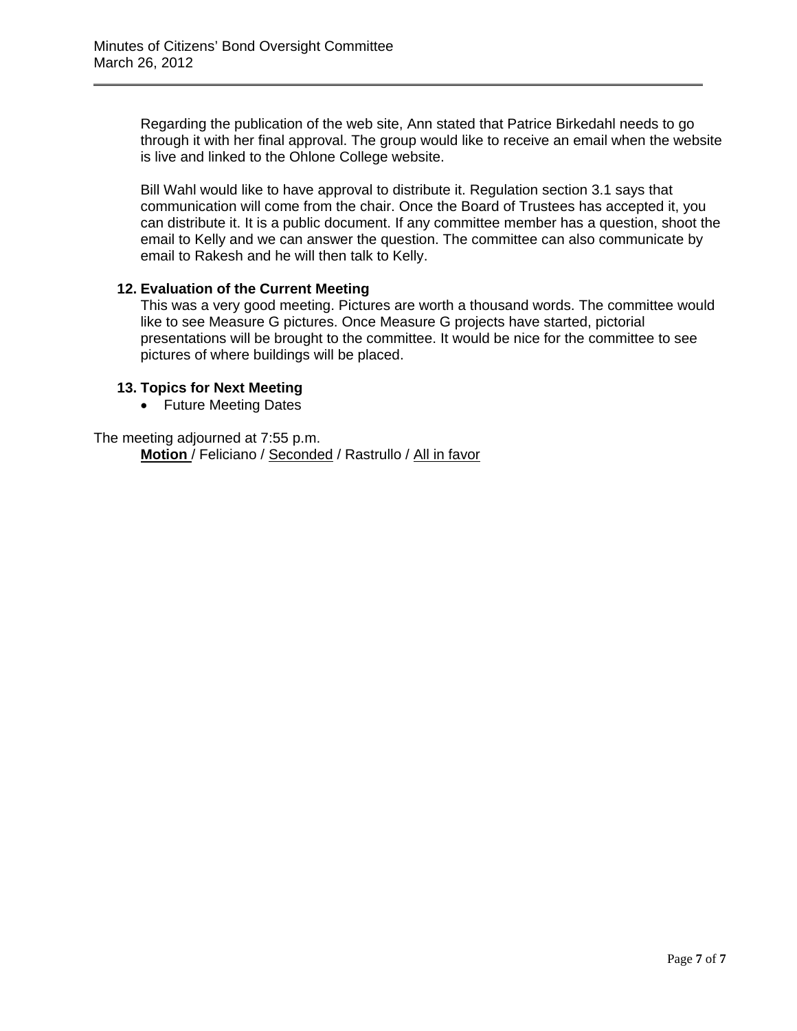Regarding the publication of the web site, Ann stated that Patrice Birkedahl needs to go through it with her final approval. The group would like to receive an email when the website is live and linked to the Ohlone College website.

Bill Wahl would like to have approval to distribute it. Regulation section 3.1 says that communication will come from the chair. Once the Board of Trustees has accepted it, you can distribute it. It is a public document. If any committee member has a question, shoot the email to Kelly and we can answer the question. The committee can also communicate by email to Rakesh and he will then talk to Kelly.

**12. Evaluation of the Current Meeting**

This was a very good meeting. Pictures are worth a thousand words. The committee would like to see Measure G pictures. Once Measure G projects have started, pictorial presentations will be brought to the committee. It would be nice for the committee to see pictures of where buildings will be placed.

**13. Topics for Next Meeting**

- Future Meeting Dates

The meeting adjourned at 7:55 p.m.

**Motion** / Feliciano / Seconded / Rastrullo / All in favor